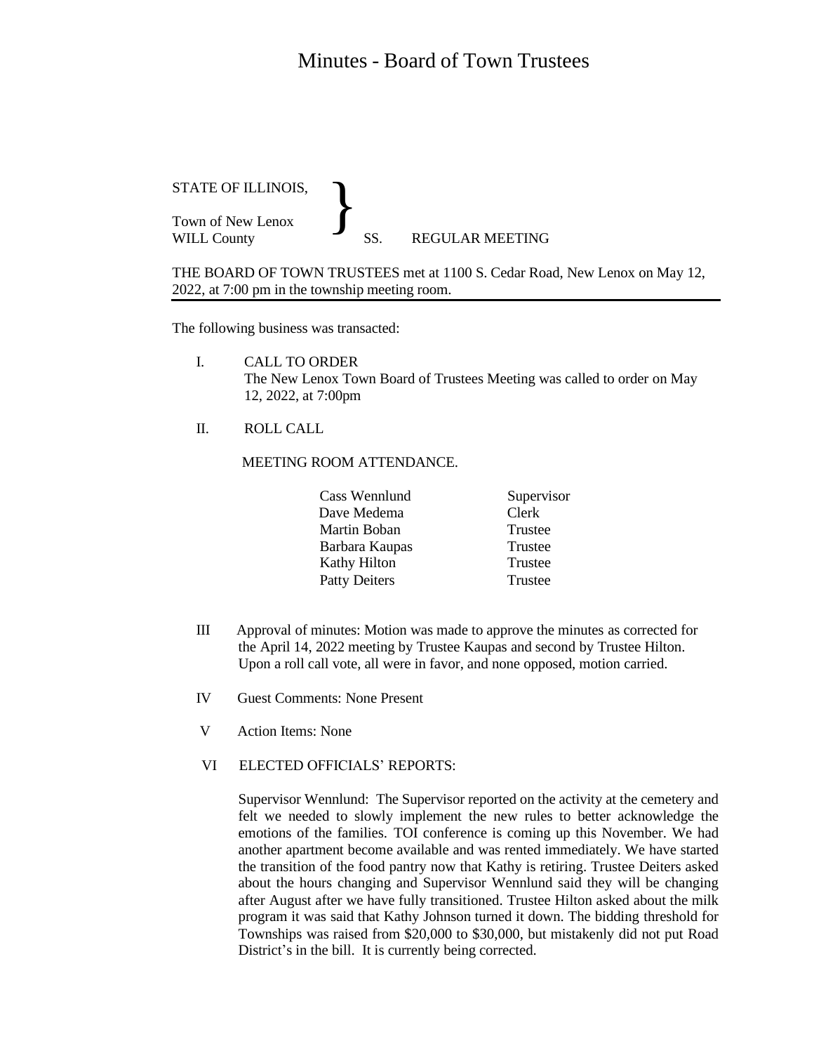# Minutes - Board of Town Trustees

STATE OF ILLINOIS,
Town of New Lenox
WILL County } SS. REGULAR MEETING

THE BOARD OF TOWN TRUSTEES met at 1100 S. Cedar Road, New Lenox on May 12, 2022, at 7:00 pm in the township meeting room.

---

The following business was transacted:

I. CALL TO ORDER
The New Lenox Town Board of Trustees Meeting was called to order on May 12, 2022, at 7:00pm

II. ROLL CALL

MEETING ROOM ATTENDANCE.

| | |
|---|---|
| Cass Wennlund | Supervisor |
| Dave Medema | Clerk |
| Martin Boban | Trustee |
| Barbara Kaupas | Trustee |
| Kathy Hilton | Trustee |
| Patty Deiters | Trustee |

III Approval of minutes: Motion was made to approve the minutes as corrected for the April 14, 2022 meeting by Trustee Kaupas and second by Trustee Hilton. Upon a roll call vote, all were in favor, and none opposed, motion carried.

IV Guest Comments: None Present

V Action Items: None

VI ELECTED OFFICIALS' REPORTS:

Supervisor Wennlund: The Supervisor reported on the activity at the cemetery and felt we needed to slowly implement the new rules to better acknowledge the emotions of the families. TOI conference is coming up this November. We had another apartment become available and was rented immediately. We have started the transition of the food pantry now that Kathy is retiring. Trustee Deiters asked about the hours changing and Supervisor Wennlund said they will be changing after August after we have fully transitioned. Trustee Hilton asked about the milk program it was said that Kathy Johnson turned it down. The bidding threshold for Townships was raised from $20,000 to $30,000, but mistakenly did not put Road District's in the bill. It is currently being corrected.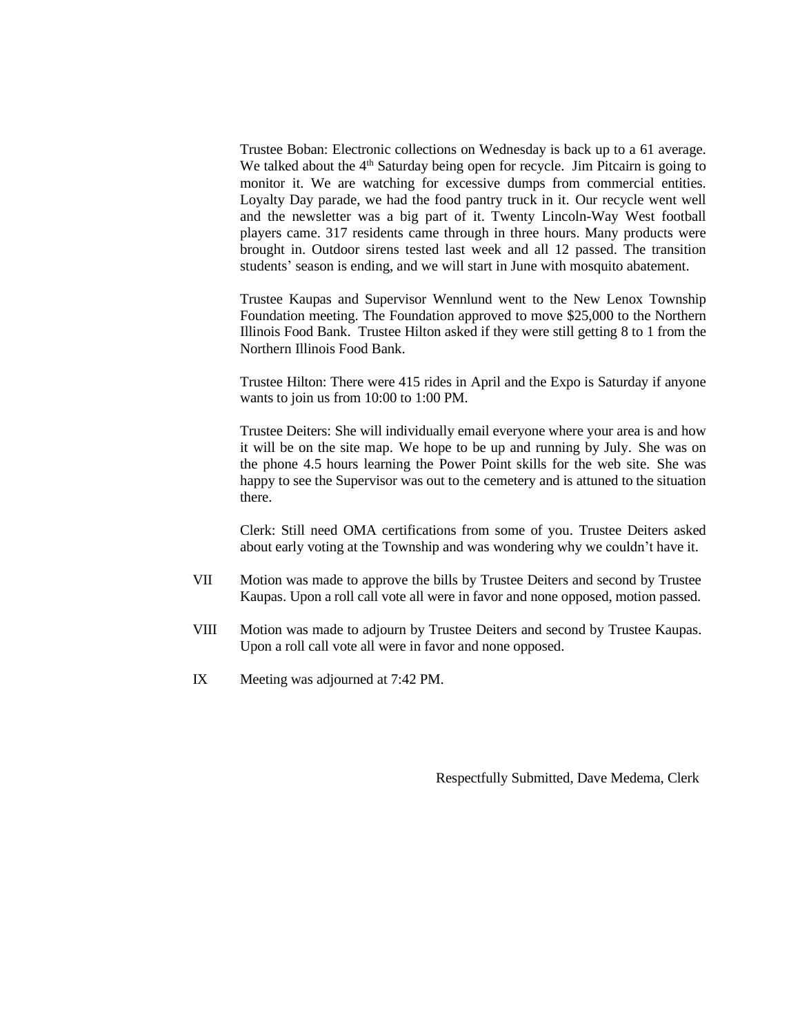Trustee Boban: Electronic collections on Wednesday is back up to a 61 average. We talked about the 4th Saturday being open for recycle. Jim Pitcairn is going to monitor it. We are watching for excessive dumps from commercial entities. Loyalty Day parade, we had the food pantry truck in it. Our recycle went well and the newsletter was a big part of it. Twenty Lincoln-Way West football players came. 317 residents came through in three hours. Many products were brought in. Outdoor sirens tested last week and all 12 passed. The transition students' season is ending, and we will start in June with mosquito abatement.

Trustee Kaupas and Supervisor Wennlund went to the New Lenox Township Foundation meeting. The Foundation approved to move $25,000 to the Northern Illinois Food Bank. Trustee Hilton asked if they were still getting 8 to 1 from the Northern Illinois Food Bank.

Trustee Hilton: There were 415 rides in April and the Expo is Saturday if anyone wants to join us from 10:00 to 1:00 PM.

Trustee Deiters: She will individually email everyone where your area is and how it will be on the site map. We hope to be up and running by July. She was on the phone 4.5 hours learning the Power Point skills for the web site. She was happy to see the Supervisor was out to the cemetery and is attuned to the situation there.

Clerk: Still need OMA certifications from some of you. Trustee Deiters asked about early voting at the Township and was wondering why we couldn't have it.

VII Motion was made to approve the bills by Trustee Deiters and second by Trustee Kaupas. Upon a roll call vote all were in favor and none opposed, motion passed.

VIII Motion was made to adjourn by Trustee Deiters and second by Trustee Kaupas. Upon a roll call vote all were in favor and none opposed.

IX Meeting was adjourned at 7:42 PM.

Respectfully Submitted, Dave Medema, Clerk